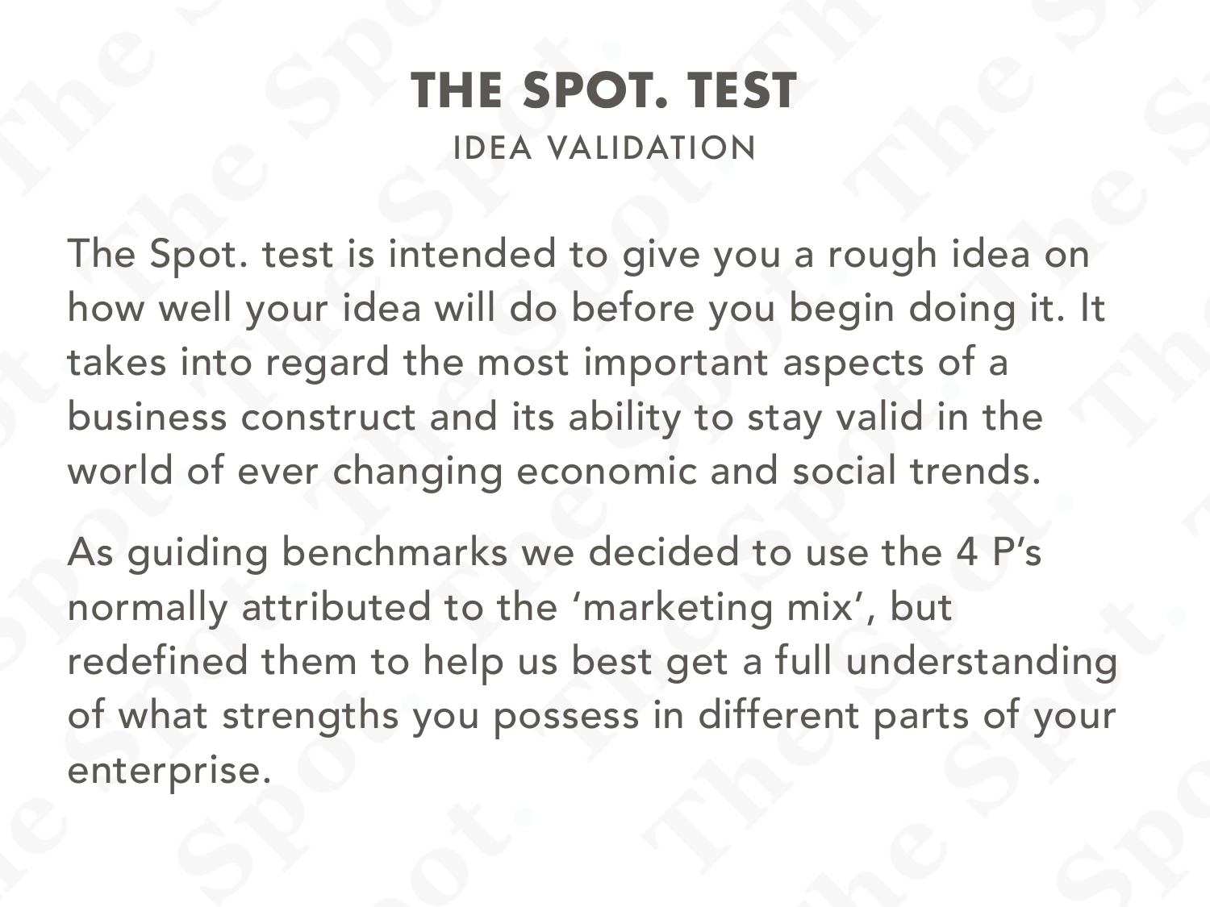# THE SPOT. TEST

## IDEA VALIDATION

The Spot. test is intended to give you a rough idea on how well your idea will do before you begin doing it. It takes into regard the most important aspects of a business construct and its ability to stay valid in the world of ever changing economic and social trends.

As guiding benchmarks we decided to use the 4 P's normally attributed to the 'marketing mix', but redefined them to help us best get a full understanding of what strengths you possess in different parts of your enterprise.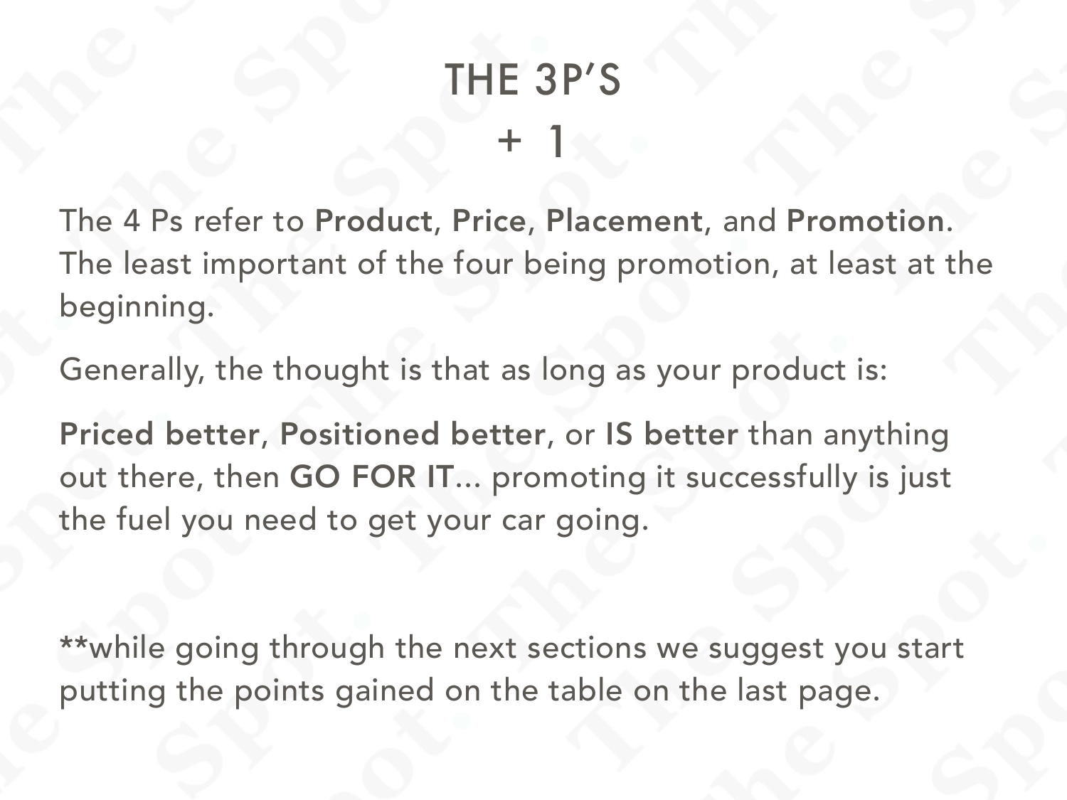# THE 3P'S
# + 1

The 4 Ps refer to **Product**, **Price**, **Placement**, and **Promotion**. The least important of the four being promotion, at least at the beginning.

Generally, the thought is that as long as your product is:

**Priced better**, **Positioned better**, or **IS better** than anything out there, then **GO FOR IT**... promoting it successfully is just the fuel you need to get your car going.

**while going through the next sections we suggest you start putting the points gained on the table on the last page.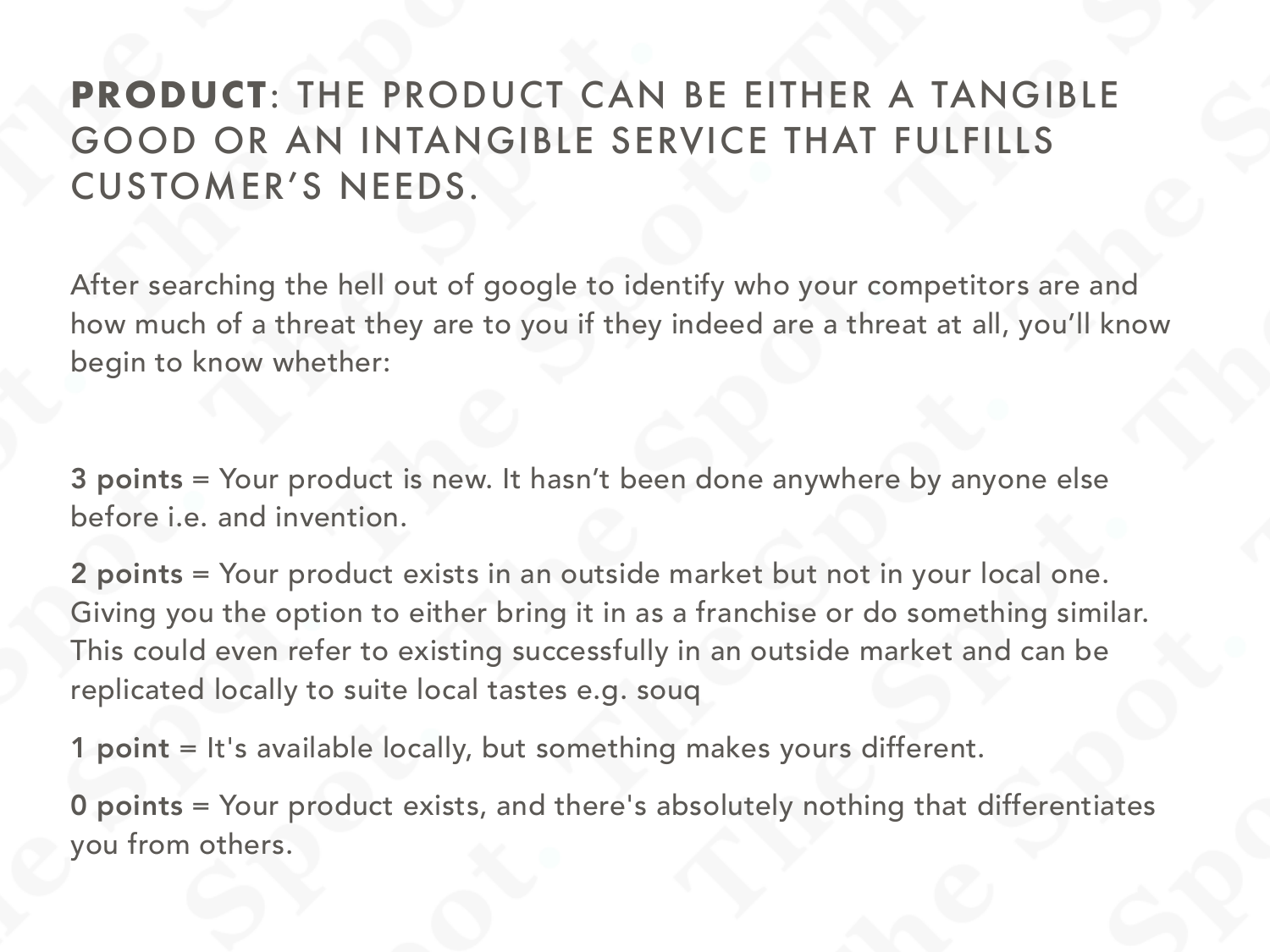## **PRODUCT**: THE PRODUCT CAN BE EITHER A TANGIBLE GOOD OR AN INTANGIBLE SERVICE THAT FULFILLS CUSTOMER'S NEEDS.

After searching the hell out of google to identify who your competitors are and how much of a threat they are to you if they indeed are a threat at all, you'll know begin to know whether:

**3 points** = Your product is new. It hasn't been done anywhere by anyone else before i.e. and invention.

**2 points** = Your product exists in an outside market but not in your local one. Giving you the option to either bring it in as a franchise or do something similar. This could even refer to existing successfully in an outside market and can be replicated locally to suite local tastes e.g. souq

**1 point** = It's available locally, but something makes yours different.

**0 points** = Your product exists, and there's absolutely nothing that differentiates you from others.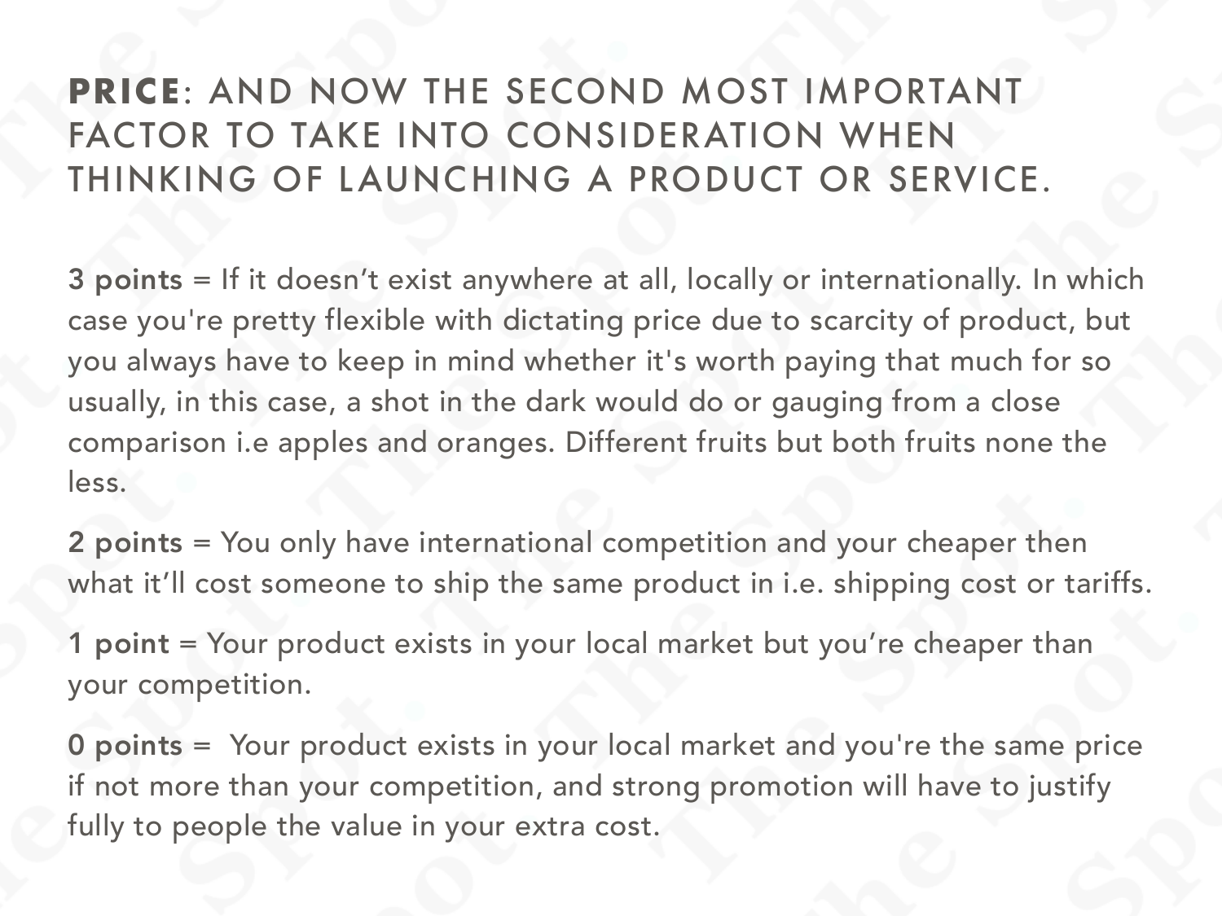## **PRICE**: AND NOW THE SECOND MOST IMPORTANT FACTOR TO TAKE INTO CONSIDERATION WHEN THINKING OF LAUNCHING A PRODUCT OR SERVICE.

**3 points** = If it doesn't exist anywhere at all, locally or internationally. In which case you're pretty flexible with dictating price due to scarcity of product, but you always have to keep in mind whether it's worth paying that much for so usually, in this case, a shot in the dark would do or gauging from a close comparison i.e apples and oranges. Different fruits but both fruits none the less.

**2 points** = You only have international competition and your cheaper then what it'll cost someone to ship the same product in i.e. shipping cost or tariffs.

**1 point** = Your product exists in your local market but you're cheaper than your competition.

**0 points** = Your product exists in your local market and you're the same price if not more than your competition, and strong promotion will have to justify fully to people the value in your extra cost.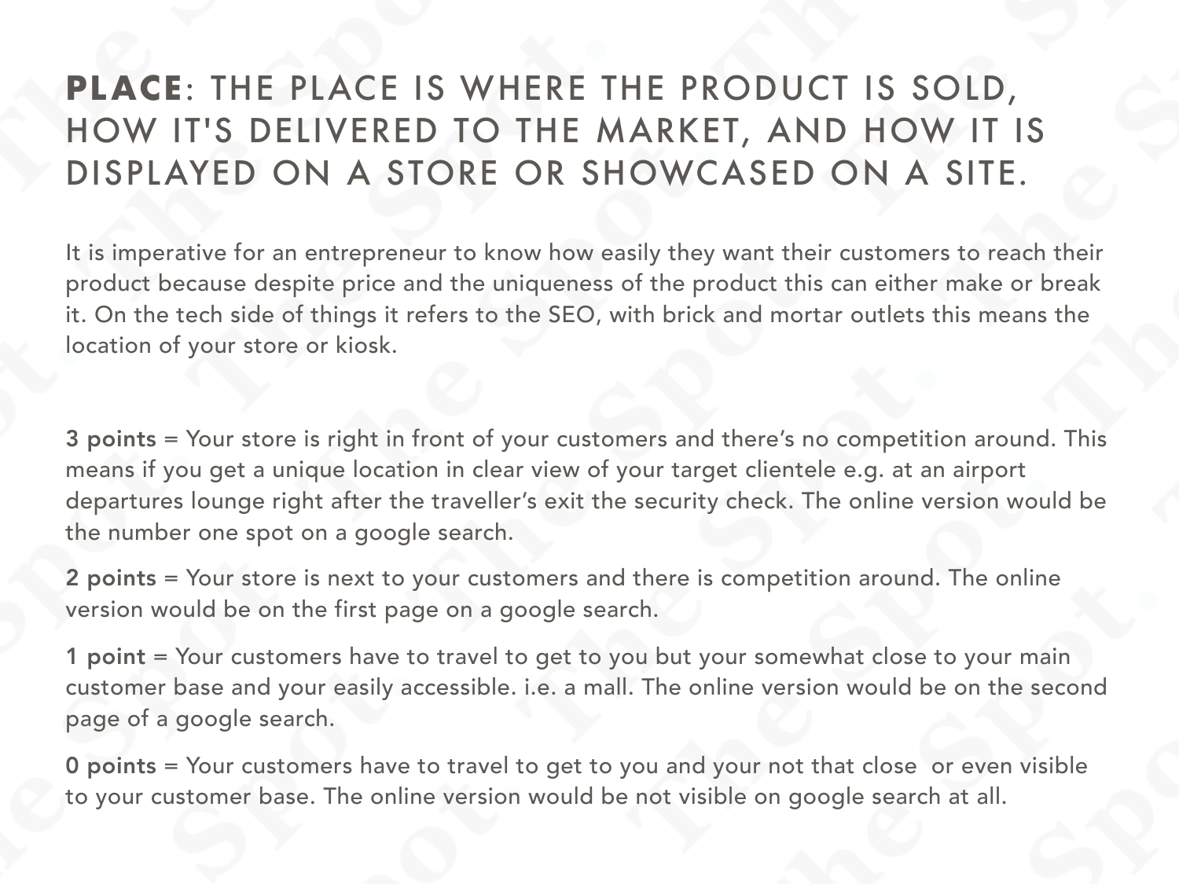## **PLACE**: THE PLACE IS WHERE THE PRODUCT IS SOLD, HOW IT'S DELIVERED TO THE MARKET, AND HOW IT IS DISPLAYED ON A STORE OR SHOWCASED ON A SITE.

It is imperative for an entrepreneur to know how easily they want their customers to reach their product because despite price and the uniqueness of the product this can either make or break it. On the tech side of things it refers to the SEO, with brick and mortar outlets this means the location of your store or kiosk.

**3 points** = Your store is right in front of your customers and there's no competition around. This means if you get a unique location in clear view of your target clientele e.g. at an airport departures lounge right after the traveller's exit the security check. The online version would be the number one spot on a google search.

**2 points** = Your store is next to your customers and there is competition around. The online version would be on the first page on a google search.

**1 point** = Your customers have to travel to get to you but your somewhat close to your main customer base and your easily accessible. i.e. a mall. The online version would be on the second page of a google search.

**0 points** = Your customers have to travel to get to you and your not that close or even visible to your customer base. The online version would be not visible on google search at all.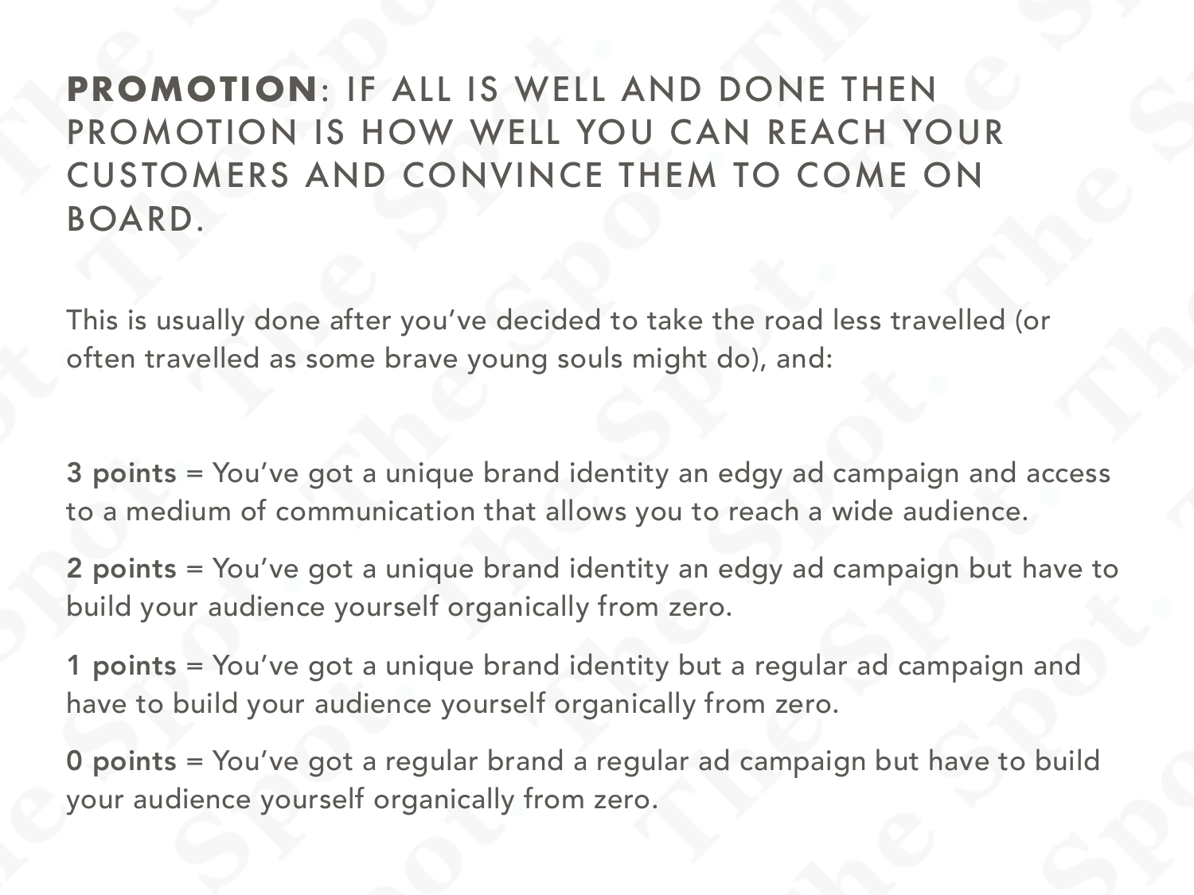**PROMOTION**: IF ALL IS WELL AND DONE THEN PROMOTION IS HOW WELL YOU CAN REACH YOUR CUSTOMERS AND CONVINCE THEM TO COME ON BOARD.

This is usually done after you've decided to take the road less travelled (or often travelled as some brave young souls might do), and:

**3 points** = You've got a unique brand identity an edgy ad campaign and access to a medium of communication that allows you to reach a wide audience.

**2 points** = You've got a unique brand identity an edgy ad campaign but have to build your audience yourself organically from zero.

**1 points** = You've got a unique brand identity but a regular ad campaign and have to build your audience yourself organically from zero.

**0 points** = You've got a regular brand a regular ad campaign but have to build your audience yourself organically from zero.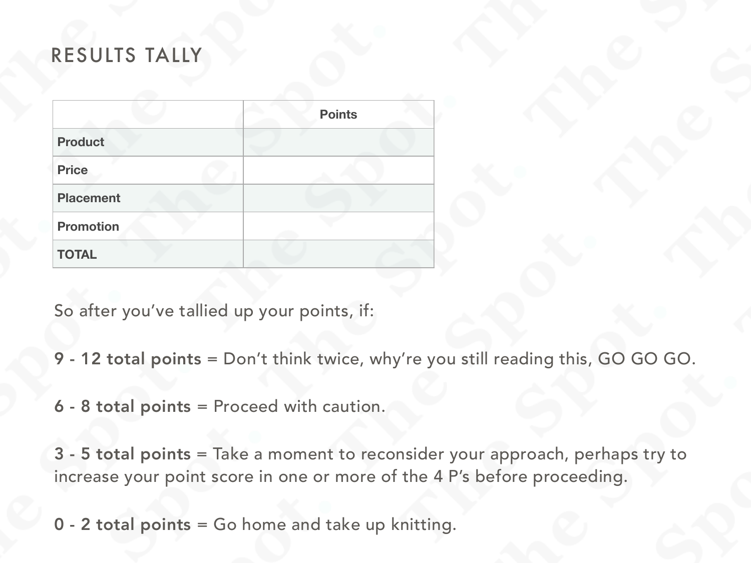## RESULTS TALLY

| | Points |
|---|---|
| **Product** | |
| **Price** | |
| **Placement** | |
| **Promotion** | |
| **TOTAL** | |

So after you've tallied up your points, if:

**9 - 12 total points** = Don't think twice, why're you still reading this, GO GO GO.

**6 - 8 total points** = Proceed with caution.

**3 - 5 total points** = Take a moment to reconsider your approach, perhaps try to increase your point score in one or more of the 4 P's before proceeding.

**0 - 2 total points** = Go home and take up knitting.